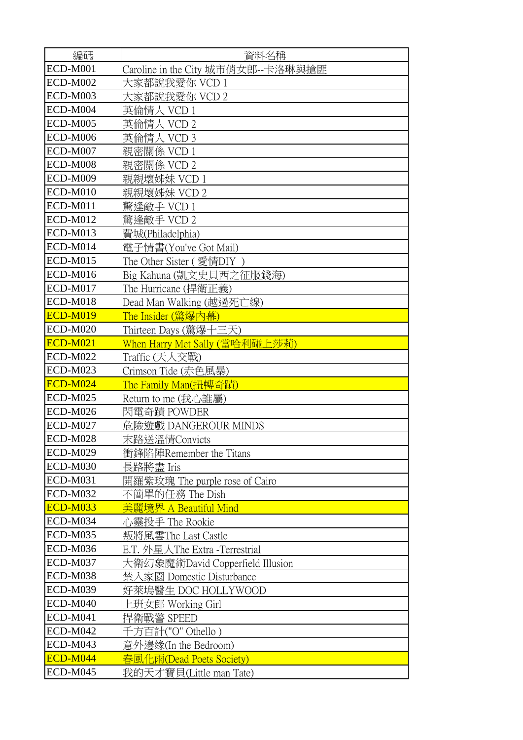| 編碼 | 資料名稱 |
|---|---|
| ECD-M001 | Caroline in the City 城市俏女郎--卡洛琳與搶匪 |
| ECD-M002 | 大家都說我愛你 VCD 1 |
| ECD-M003 | 大家都說我愛你 VCD 2 |
| ECD-M004 | 英倫情人 VCD 1 |
| ECD-M005 | 英倫情人 VCD 2 |
| ECD-M006 | 英倫情人 VCD 3 |
| ECD-M007 | 親密關係 VCD 1 |
| ECD-M008 | 親密關係 VCD 2 |
| ECD-M009 | 親親壞姊妹 VCD 1 |
| ECD-M010 | 親親壞姊妹 VCD 2 |
| ECD-M011 | 驚逢敵手 VCD 1 |
| ECD-M012 | 驚逢敵手 VCD 2 |
| ECD-M013 | 費城(Philadelphia) |
| ECD-M014 | 電子情書(You've Got Mail) |
| ECD-M015 | The Other Sister ( 愛情DIY ) |
| ECD-M016 | Big Kahuna (凱文史貝西之征服錢海) |
| ECD-M017 | The Hurricane (捍衛正義) |
| ECD-M018 | Dead Man Walking (越過死亡線) |
| ECD-M019 | The Insider (驚爆內幕) |
| ECD-M020 | Thirteen Days (驚爆十三天) |
| ECD-M021 | When Harry Met Sally (當哈利碰上莎莉) |
| ECD-M022 | Traffic (天人交戰) |
| ECD-M023 | Crimson Tide (赤色風暴) |
| ECD-M024 | The Family Man(扭轉奇蹟) |
| ECD-M025 | Return to me (我心誰屬) |
| ECD-M026 | 閃電奇蹟 POWDER |
| ECD-M027 | 危險遊戲 DANGEROUR MINDS |
| ECD-M028 | 末路送溫情Convicts |
| ECD-M029 | 衝鋒陷陣Remember the Titans |
| ECD-M030 | 長路將盡 Iris |
| ECD-M031 | 開羅紫玫瑰 The purple rose of Cairo |
| ECD-M032 | 不簡單的任務 The Dish |
| ECD-M033 | 美麗境界 A Beautiful Mind |
| ECD-M034 | 心靈投手 The Rookie |
| ECD-M035 | 叛將風雲The Last Castle |
| ECD-M036 | E.T. 外星人The Extra -Terrestrial |
| ECD-M037 | 大衛幻象魔術David Copperfield Illusion |
| ECD-M038 | 禁入家園 Domestic Disturbance |
| ECD-M039 | 好萊塢醫生 DOC HOLLYWOOD |
| ECD-M040 | 上班女郎 Working Girl |
| ECD-M041 | 捍衛戰警 SPEED |
| ECD-M042 | 千方百計("O" Othello ) |
| ECD-M043 | 意外邊緣(In the Bedroom) |
| ECD-M044 | 春風化雨(Dead Poets Society) |
| ECD-M045 | 我的天才寶貝(Little man Tate) |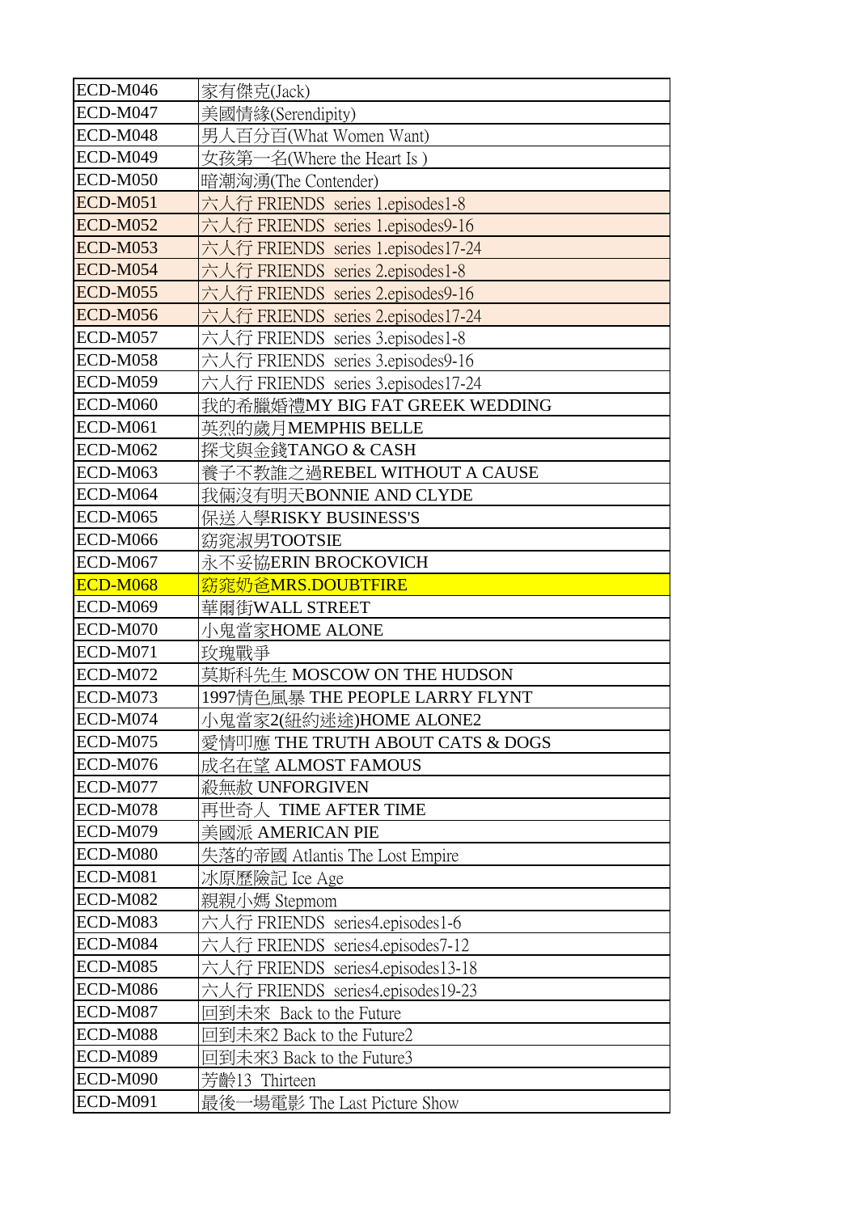| ECD-M046 | 家有傑克(Jack) |
|---|---|
| ECD-M047 | 美國情緣(Serendipity) |
| ECD-M048 | 男人百分百(What Women Want) |
| ECD-M049 | 女孩第一名(Where the Heart Is ) |
| ECD-M050 | 暗潮洶湧(The Contender) |
| ECD-M051 | 六人行 FRIENDS series 1.episodes1-8 |
| ECD-M052 | 六人行 FRIENDS series 1.episodes9-16 |
| ECD-M053 | 六人行 FRIENDS series 1.episodes17-24 |
| ECD-M054 | 六人行 FRIENDS series 2.episodes1-8 |
| ECD-M055 | 六人行 FRIENDS series 2.episodes9-16 |
| ECD-M056 | 六人行 FRIENDS series 2.episodes17-24 |
| ECD-M057 | 六人行 FRIENDS series 3.episodes1-8 |
| ECD-M058 | 六人行 FRIENDS series 3.episodes9-16 |
| ECD-M059 | 六人行 FRIENDS series 3.episodes17-24 |
| ECD-M060 | 我的希臘婚禮MY BIG FAT GREEK WEDDING |
| ECD-M061 | 英烈的歲月MEMPHIS BELLE |
| ECD-M062 | 探戈與金錢TANGO & CASH |
| ECD-M063 | 養子不教誰之過REBEL WITHOUT A CAUSE |
| ECD-M064 | 我倆沒有明天BONNIE AND CLYDE |
| ECD-M065 | 保送入學RISKY BUSINESS'S |
| ECD-M066 | 窈窕淑男TOOTSIE |
| ECD-M067 | 永不妥協ERIN BROCKOVICH |
| ECD-M068 | 窈窕奶爸MRS.DOUBTFIRE |
| ECD-M069 | 華爾街WALL STREET |
| ECD-M070 | 小鬼當家HOME ALONE |
| ECD-M071 | 玫瑰戰爭 |
| ECD-M072 | 莫斯科先生 MOSCOW ON THE HUDSON |
| ECD-M073 | 1997情色風暴 THE PEOPLE LARRY FLYNT |
| ECD-M074 | 小鬼當家2(紐約迷途)HOME ALONE2 |
| ECD-M075 | 愛情叩應 THE TRUTH ABOUT CATS & DOGS |
| ECD-M076 | 成名在望 ALMOST FAMOUS |
| ECD-M077 | 殺無赦 UNFORGIVEN |
| ECD-M078 | 再世奇人 TIME AFTER TIME |
| ECD-M079 | 美國派 AMERICAN PIE |
| ECD-M080 | 失落的帝國 Atlantis The Lost Empire |
| ECD-M081 | 冰原歷險記 Ice Age |
| ECD-M082 | 親親小媽 Stepmom |
| ECD-M083 | 六人行 FRIENDS series4.episodes1-6 |
| ECD-M084 | 六人行 FRIENDS series4.episodes7-12 |
| ECD-M085 | 六人行 FRIENDS series4.episodes13-18 |
| ECD-M086 | 六人行 FRIENDS series4.episodes19-23 |
| ECD-M087 | 回到未來 Back to the Future |
| ECD-M088 | 回到未來2 Back to the Future2 |
| ECD-M089 | 回到未來3 Back to the Future3 |
| ECD-M090 | 芳齡13 Thirteen |
| ECD-M091 | 最後一場電影 The Last Picture Show |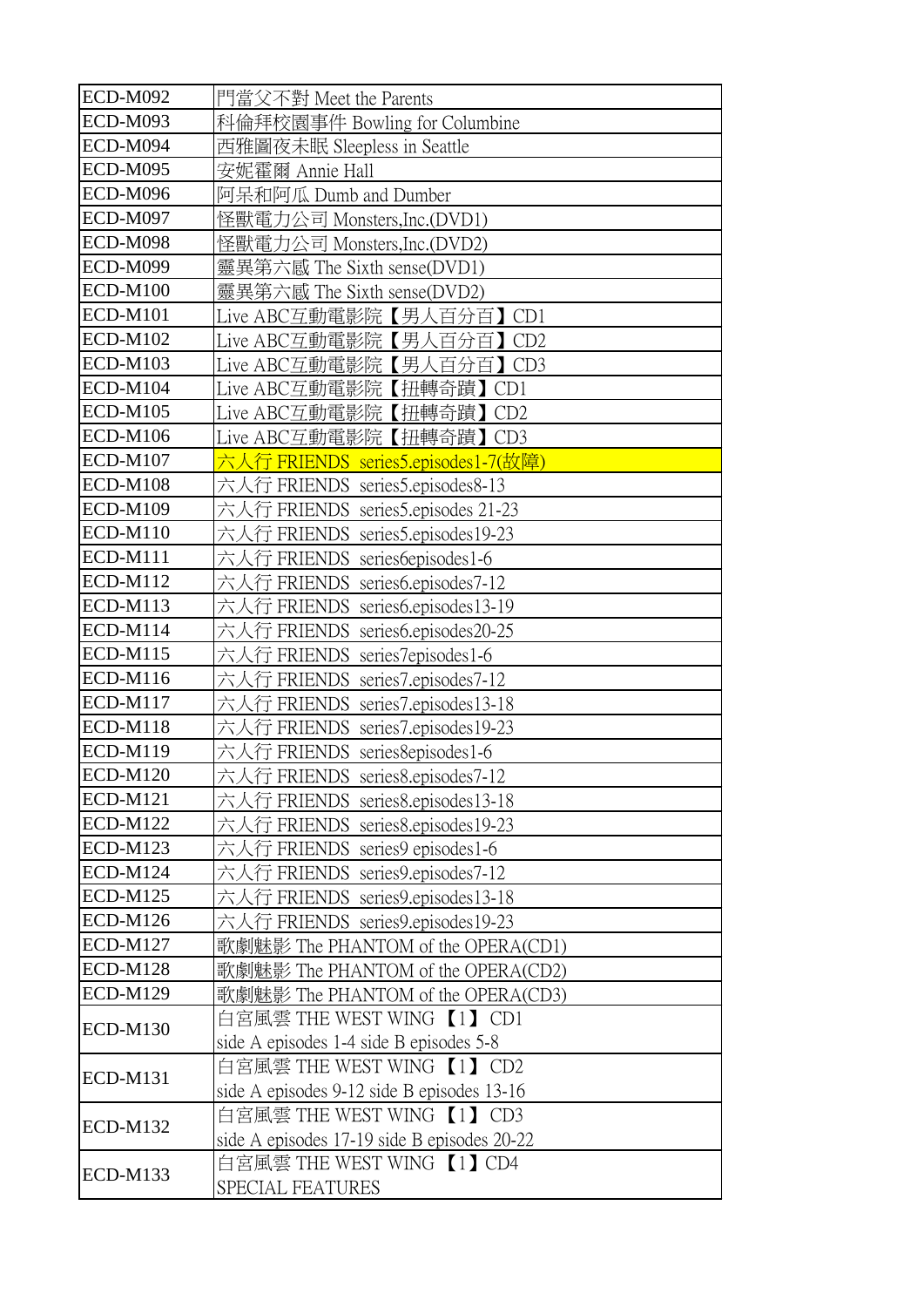| ECD-M092 | 門當父不對 Meet the Parents |
|---|---|
| ECD-M093 | 科倫拜校園事件 Bowling for Columbine |
| ECD-M094 | 西雅圖夜未眠 Sleepless in Seattle |
| ECD-M095 | 安妮霍爾 Annie Hall |
| ECD-M096 | 阿呆和阿瓜 Dumb and Dumber |
| ECD-M097 | 怪獸電力公司 Monsters,Inc.(DVD1) |
| ECD-M098 | 怪獸電力公司 Monsters,Inc.(DVD2) |
| ECD-M099 | 靈異第六感 The Sixth sense(DVD1) |
| ECD-M100 | 靈異第六感 The Sixth sense(DVD2) |
| ECD-M101 | Live ABC互動電影院【男人百分百】CD1 |
| ECD-M102 | Live ABC互動電影院【男人百分百】CD2 |
| ECD-M103 | Live ABC互動電影院【男人百分百】CD3 |
| ECD-M104 | Live ABC互動電影院【扭轉奇蹟】CD1 |
| ECD-M105 | Live ABC互動電影院【扭轉奇蹟】CD2 |
| ECD-M106 | Live ABC互動電影院【扭轉奇蹟】CD3 |
| ECD-M107 | 六人行 FRIENDS series5.episodes1-7(故障) |
| ECD-M108 | 六人行 FRIENDS series5.episodes8-13 |
| ECD-M109 | 六人行 FRIENDS series5.episodes 21-23 |
| ECD-M110 | 六人行 FRIENDS series5.episodes19-23 |
| ECD-M111 | 六人行 FRIENDS series6episodes1-6 |
| ECD-M112 | 六人行 FRIENDS series6.episodes7-12 |
| ECD-M113 | 六人行 FRIENDS series6.episodes13-19 |
| ECD-M114 | 六人行 FRIENDS series6.episodes20-25 |
| ECD-M115 | 六人行 FRIENDS series7episodes1-6 |
| ECD-M116 | 六人行 FRIENDS series7.episodes7-12 |
| ECD-M117 | 六人行 FRIENDS series7.episodes13-18 |
| ECD-M118 | 六人行 FRIENDS series7.episodes19-23 |
| ECD-M119 | 六人行 FRIENDS series8episodes1-6 |
| ECD-M120 | 六人行 FRIENDS series8.episodes7-12 |
| ECD-M121 | 六人行 FRIENDS series8.episodes13-18 |
| ECD-M122 | 六人行 FRIENDS series8.episodes19-23 |
| ECD-M123 | 六人行 FRIENDS series9 episodes1-6 |
| ECD-M124 | 六人行 FRIENDS series9.episodes7-12 |
| ECD-M125 | 六人行 FRIENDS series9.episodes13-18 |
| ECD-M126 | 六人行 FRIENDS series9.episodes19-23 |
| ECD-M127 | 歌劇魅影 The PHANTOM of the OPERA(CD1) |
| ECD-M128 | 歌劇魅影 The PHANTOM of the OPERA(CD2) |
| ECD-M129 | 歌劇魅影 The PHANTOM of the OPERA(CD3) |
| ECD-M130 | 白宮風雲 THE WEST WING 【1】 CD1 side A episodes 1-4 side B episodes 5-8 |
| ECD-M131 | 白宮風雲 THE WEST WING 【1】 CD2 side A episodes 9-12 side B episodes 13-16 |
| ECD-M132 | 白宮風雲 THE WEST WING 【1】 CD3 side A episodes 17-19 side B episodes 20-22 |
| ECD-M133 | 白宮風雲 THE WEST WING 【1】CD4 SPECIAL FEATURES |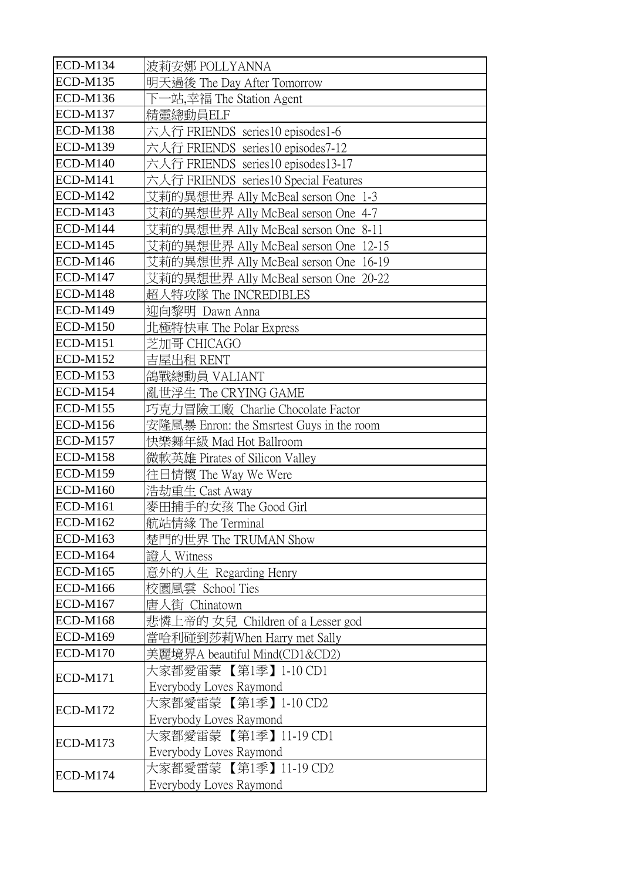| ECD-M134 | 波莉安娜 POLLYANNA |
|---|---|
| ECD-M135 | 明天過後 The Day After Tomorrow |
| ECD-M136 | 下一站,幸福 The Station Agent |
| ECD-M137 | 精靈總動員ELF |
| ECD-M138 | 六人行 FRIENDS series10 episodes1-6 |
| ECD-M139 | 六人行 FRIENDS series10 episodes7-12 |
| ECD-M140 | 六人行 FRIENDS series10 episodes13-17 |
| ECD-M141 | 六人行 FRIENDS series10 Special Features |
| ECD-M142 | 艾莉的異想世界 Ally McBeal serson One 1-3 |
| ECD-M143 | 艾莉的異想世界 Ally McBeal serson One 4-7 |
| ECD-M144 | 艾莉的異想世界 Ally McBeal serson One 8-11 |
| ECD-M145 | 艾莉的異想世界 Ally McBeal serson One 12-15 |
| ECD-M146 | 艾莉的異想世界 Ally McBeal serson One 16-19 |
| ECD-M147 | 艾莉的異想世界 Ally McBeal serson One 20-22 |
| ECD-M148 | 超人特攻隊 The INCREDIBLES |
| ECD-M149 | 迎向黎明 Dawn Anna |
| ECD-M150 | 北極特快車 The Polar Express |
| ECD-M151 | 芝加哥 CHICAGO |
| ECD-M152 | 吉屋出租 RENT |
| ECD-M153 | 鴿戰總動員 VALIANT |
| ECD-M154 | 亂世浮生 The CRYING GAME |
| ECD-M155 | 巧克力冒險工廠 Charlie Chocolate Factor |
| ECD-M156 | 安隆風暴 Enron: the Smsrtest Guys in the room |
| ECD-M157 | 快樂舞年級 Mad Hot Ballroom |
| ECD-M158 | 微軟英雄 Pirates of Silicon Valley |
| ECD-M159 | 往日情懷 The Way We Were |
| ECD-M160 | 浩劫重生 Cast Away |
| ECD-M161 | 麥田捕手的女孩 The Good Girl |
| ECD-M162 | 航站情緣 The Terminal |
| ECD-M163 | 楚門的世界 The TRUMAN Show |
| ECD-M164 | 證人 Witness |
| ECD-M165 | 意外的人生 Regarding Henry |
| ECD-M166 | 校園風雲 School Ties |
| ECD-M167 | 唐人街 Chinatown |
| ECD-M168 | 悲憐上帝的 女兒 Children of a Lesser god |
| ECD-M169 | 當哈利碰到莎莉When Harry met Sally |
| ECD-M170 | 美麗境界A beautiful Mind(CD1&CD2) |
| ECD-M171 | 大家都愛雷蒙 【第1季】1-10 CD1 Everybody Loves Raymond |
| ECD-M172 | 大家都愛雷蒙 【第1季】1-10 CD2 Everybody Loves Raymond |
| ECD-M173 | 大家都愛雷蒙 【第1季】11-19 CD1 Everybody Loves Raymond |
| ECD-M174 | 大家都愛雷蒙 【第1季】11-19 CD2 Everybody Loves Raymond |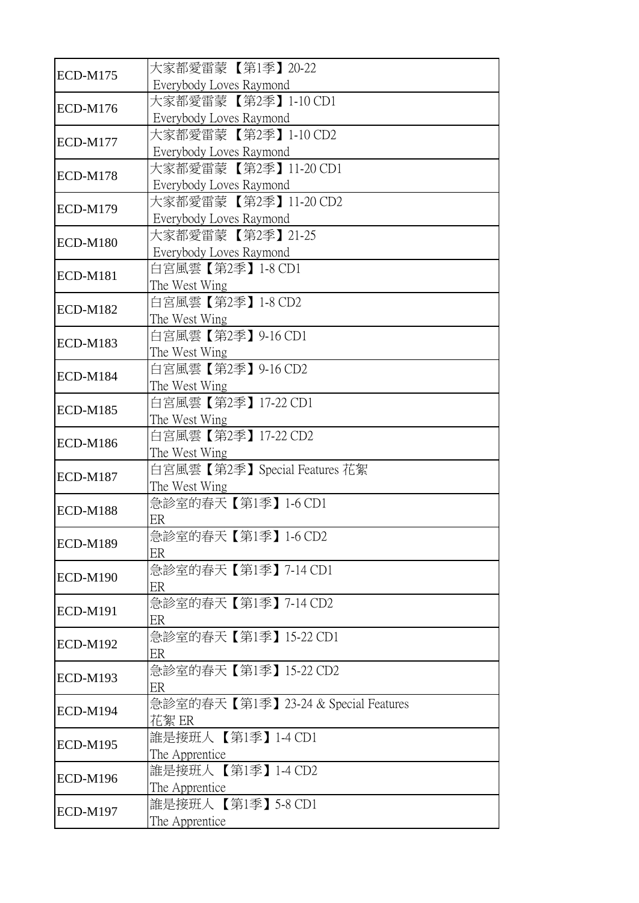| | |
|---|---|
| ECD-M175 | 大家都愛雷蒙 【第1季】20-22<br>Everybody Loves Raymond |
| ECD-M176 | 大家都愛雷蒙 【第2季】1-10 CD1<br>Everybody Loves Raymond |
| ECD-M177 | 大家都愛雷蒙 【第2季】1-10 CD2<br>Everybody Loves Raymond |
| ECD-M178 | 大家都愛雷蒙 【第2季】11-20 CD1<br>Everybody Loves Raymond |
| ECD-M179 | 大家都愛雷蒙 【第2季】11-20 CD2<br>Everybody Loves Raymond |
| ECD-M180 | 大家都愛雷蒙 【第2季】21-25<br>Everybody Loves Raymond |
| ECD-M181 | 白宮風雲【第2季】1-8 CD1<br>The West Wing |
| ECD-M182 | 白宮風雲【第2季】1-8 CD2<br>The West Wing |
| ECD-M183 | 白宮風雲【第2季】9-16 CD1<br>The West Wing |
| ECD-M184 | 白宮風雲【第2季】9-16 CD2<br>The West Wing |
| ECD-M185 | 白宮風雲【第2季】17-22 CD1<br>The West Wing |
| ECD-M186 | 白宮風雲【第2季】17-22 CD2<br>The West Wing |
| ECD-M187 | 白宮風雲【第2季】Special Features 花絮<br>The West Wing |
| ECD-M188 | 急診室的春天【第1季】1-6 CD1<br>ER |
| ECD-M189 | 急診室的春天【第1季】1-6 CD2<br>ER |
| ECD-M190 | 急診室的春天【第1季】7-14 CD1<br>ER |
| ECD-M191 | 急診室的春天【第1季】7-14 CD2<br>ER |
| ECD-M192 | 急診室的春天【第1季】15-22 CD1<br>ER |
| ECD-M193 | 急診室的春天【第1季】15-22 CD2<br>ER |
| ECD-M194 | 急診室的春天【第1季】23-24 & Special Features<br>花絮 ER |
| ECD-M195 | 誰是接班人 【第1季】1-4 CD1<br>The Apprentice |
| ECD-M196 | 誰是接班人 【第1季】1-4 CD2<br>The Apprentice |
| ECD-M197 | 誰是接班人 【第1季】5-8 CD1<br>The Apprentice |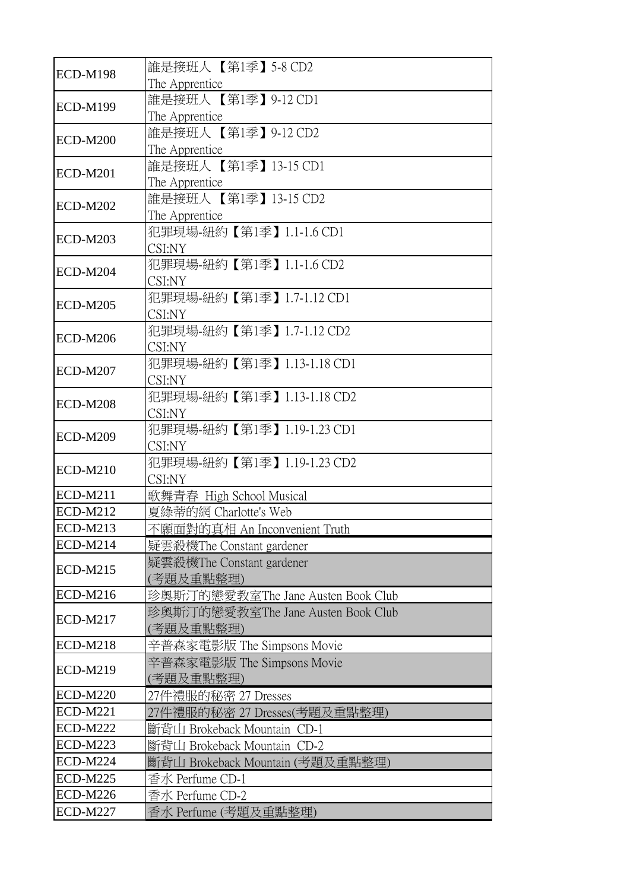| ECD-M198 | 誰是接班人 【第1季】5-8 CD2<br>The Apprentice |
|---|---|
| ECD-M199 | 誰是接班人 【第1季】9-12 CD1<br>The Apprentice |
| ECD-M200 | 誰是接班人 【第1季】9-12 CD2<br>The Apprentice |
| ECD-M201 | 誰是接班人 【第1季】13-15 CD1<br>The Apprentice |
| ECD-M202 | 誰是接班人 【第1季】13-15 CD2<br>The Apprentice |
| ECD-M203 | 犯罪現場-紐約【第1季】1.1-1.6 CD1<br>CSI:NY |
| ECD-M204 | 犯罪現場-紐約【第1季】1.1-1.6 CD2<br>CSI:NY |
| ECD-M205 | 犯罪現場-紐約【第1季】1.7-1.12 CD1<br>CSI:NY |
| ECD-M206 | 犯罪現場-紐約【第1季】1.7-1.12 CD2<br>CSI:NY |
| ECD-M207 | 犯罪現場-紐約【第1季】1.13-1.18 CD1<br>CSI:NY |
| ECD-M208 | 犯罪現場-紐約【第1季】1.13-1.18 CD2<br>CSI:NY |
| ECD-M209 | 犯罪現場-紐約【第1季】1.19-1.23 CD1<br>CSI:NY |
| ECD-M210 | 犯罪現場-紐約【第1季】1.19-1.23 CD2<br>CSI:NY |
| ECD-M211 | 歌舞青春 High School Musical |
| ECD-M212 | 夏綠蒂的網 Charlotte's Web |
| ECD-M213 | 不願面對的真相 An Inconvenient Truth |
| ECD-M214 | 疑雲殺機The Constant gardener |
| ECD-M215 | 疑雲殺機The Constant gardener<br>(考題及重點整理) |
| ECD-M216 | 珍奧斯汀的戀愛教室The Jane Austen Book Club |
| ECD-M217 | 珍奧斯汀的戀愛教室The Jane Austen Book Club<br>(考題及重點整理) |
| ECD-M218 | 辛普森家電影版 The Simpsons Movie |
| ECD-M219 | 辛普森家電影版 The Simpsons Movie<br>(考題及重點整理) |
| ECD-M220 | 27件禮服的秘密 27 Dresses |
| ECD-M221 | 27件禮服的秘密 27 Dresses(考題及重點整理) |
| ECD-M222 | 斷背山 Brokeback Mountain CD-1 |
| ECD-M223 | 斷背山 Brokeback Mountain CD-2 |
| ECD-M224 | 斷背山 Brokeback Mountain (考題及重點整理) |
| ECD-M225 | 香水 Perfume CD-1 |
| ECD-M226 | 香水 Perfume CD-2 |
| ECD-M227 | 香水 Perfume (考題及重點整理) |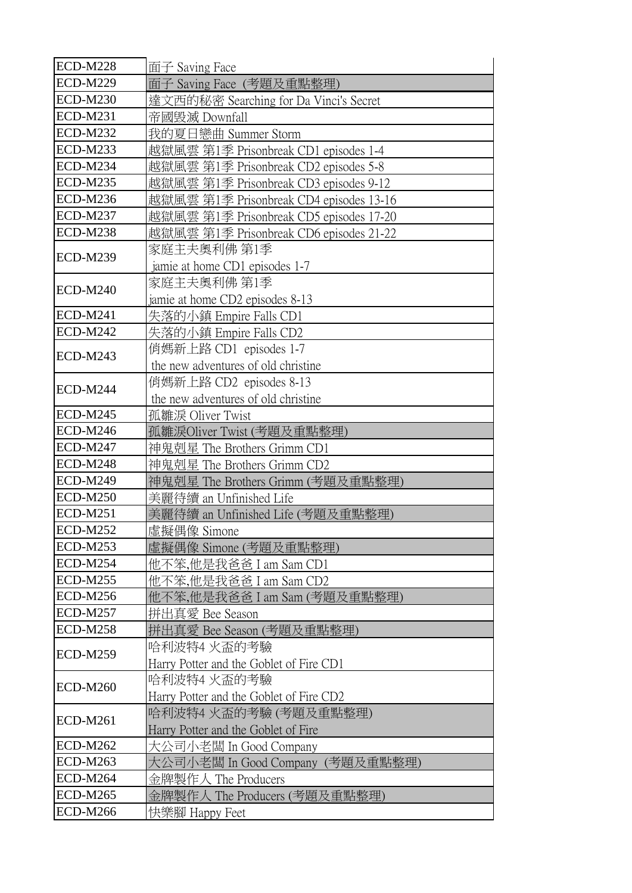| | |
|---|---|
| ECD-M228 | 面子 Saving Face |
| ECD-M229 | 面子 Saving Face (考題及重點整理) |
| ECD-M230 | 達文西的秘密 Searching for Da Vinci's Secret |
| ECD-M231 | 帝國毀滅 Downfall |
| ECD-M232 | 我的夏日戀曲 Summer Storm |
| ECD-M233 | 越獄風雲 第1季 Prisonbreak CD1 episodes 1-4 |
| ECD-M234 | 越獄風雲 第1季 Prisonbreak CD2 episodes 5-8 |
| ECD-M235 | 越獄風雲 第1季 Prisonbreak CD3 episodes 9-12 |
| ECD-M236 | 越獄風雲 第1季 Prisonbreak CD4 episodes 13-16 |
| ECD-M237 | 越獄風雲 第1季 Prisonbreak CD5 episodes 17-20 |
| ECD-M238 | 越獄風雲 第1季 Prisonbreak CD6 episodes 21-22 |
| ECD-M239 | 家庭主夫奧利佛 第1季<br>jamie at home CD1 episodes 1-7 |
| ECD-M240 | 家庭主夫奧利佛 第1季<br>jamie at home CD2 episodes 8-13 |
| ECD-M241 | 失落的小鎮 Empire Falls CD1 |
| ECD-M242 | 失落的小鎮 Empire Falls CD2 |
| ECD-M243 | 俏媽新上路 CD1 episodes 1-7<br>the new adventures of old christine |
| ECD-M244 | 俏媽新上路 CD2 episodes 8-13<br>the new adventures of old christine |
| ECD-M245 | 孤雛淚 Oliver Twist |
| ECD-M246 | 孤雛淚Oliver Twist (考題及重點整理) |
| ECD-M247 | 神鬼剋星 The Brothers Grimm CD1 |
| ECD-M248 | 神鬼剋星 The Brothers Grimm CD2 |
| ECD-M249 | 神鬼剋星 The Brothers Grimm (考題及重點整理) |
| ECD-M250 | 美麗待續 an Unfinished Life |
| ECD-M251 | 美麗待續 an Unfinished Life (考題及重點整理) |
| ECD-M252 | 虛擬偶像 Simone |
| ECD-M253 | 虛擬偶像 Simone (考題及重點整理) |
| ECD-M254 | 他不笨,他是我爸爸 I am Sam CD1 |
| ECD-M255 | 他不笨,他是我爸爸 I am Sam CD2 |
| ECD-M256 | 他不笨,他是我爸爸 I am Sam (考題及重點整理) |
| ECD-M257 | 拼出真愛 Bee Season |
| ECD-M258 | 拼出真愛 Bee Season (考題及重點整理) |
| ECD-M259 | 哈利波特4 火盃的考驗<br>Harry Potter and the Goblet of Fire CD1 |
| ECD-M260 | 哈利波特4 火盃的考驗<br>Harry Potter and the Goblet of Fire CD2 |
| ECD-M261 | 哈利波特4 火盃的考驗 (考題及重點整理)<br>Harry Potter and the Goblet of Fire |
| ECD-M262 | 大公司小老闆 In Good Company |
| ECD-M263 | 大公司小老闆 In Good Company (考題及重點整理) |
| ECD-M264 | 金牌製作人 The Producers |
| ECD-M265 | 金牌製作人 The Producers (考題及重點整理) |
| ECD-M266 | 快樂腳 Happy Feet |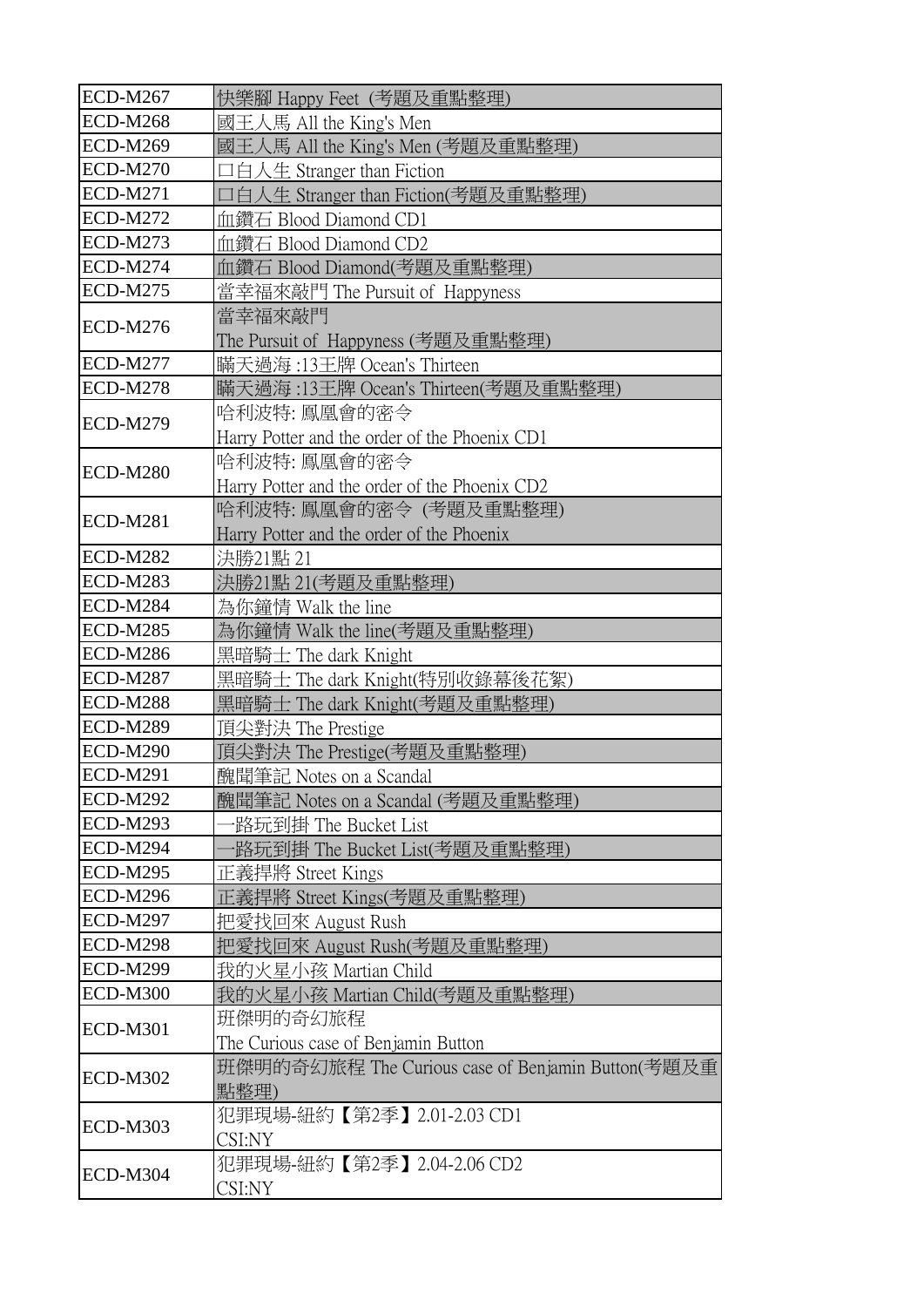| | |
|---|---|
| ECD-M267 | 快樂腳 Happy Feet (考題及重點整理) |
| ECD-M268 | 國王人馬 All the King's Men |
| ECD-M269 | 國王人馬 All the King's Men (考題及重點整理) |
| ECD-M270 | 口白人生 Stranger than Fiction |
| ECD-M271 | 口白人生 Stranger than Fiction(考題及重點整理) |
| ECD-M272 | 血鑽石 Blood Diamond CD1 |
| ECD-M273 | 血鑽石 Blood Diamond CD2 |
| ECD-M274 | 血鑽石 Blood Diamond(考題及重點整理) |
| ECD-M275 | 當幸福來敲門 The Pursuit of Happyness |
| ECD-M276 | 當幸福來敲門<br>The Pursuit of Happyness (考題及重點整理) |
| ECD-M277 | 瞞天過海 :13王牌 Ocean's Thirteen |
| ECD-M278 | 瞞天過海 :13王牌 Ocean's Thirteen(考題及重點整理) |
| ECD-M279 | 哈利波特: 鳳凰會的密令<br>Harry Potter and the order of the Phoenix CD1 |
| ECD-M280 | 哈利波特: 鳳凰會的密令<br>Harry Potter and the order of the Phoenix CD2 |
| ECD-M281 | 哈利波特: 鳳凰會的密令 (考題及重點整理)<br>Harry Potter and the order of the Phoenix |
| ECD-M282 | 決勝21點 21 |
| ECD-M283 | 決勝21點 21(考題及重點整理) |
| ECD-M284 | 為你鐘情 Walk the line |
| ECD-M285 | 為你鐘情 Walk the line(考題及重點整理) |
| ECD-M286 | 黑暗騎士 The dark Knight |
| ECD-M287 | 黑暗騎士 The dark Knight(特別收錄幕後花絮) |
| ECD-M288 | 黑暗騎士 The dark Knight(考題及重點整理) |
| ECD-M289 | 頂尖對決 The Prestige |
| ECD-M290 | 頂尖對決 The Prestige(考題及重點整理) |
| ECD-M291 | 醜聞筆記 Notes on a Scandal |
| ECD-M292 | 醜聞筆記 Notes on a Scandal (考題及重點整理) |
| ECD-M293 | 一路玩到掛 The Bucket List |
| ECD-M294 | 一路玩到掛 The Bucket List(考題及重點整理) |
| ECD-M295 | 正義捍將 Street Kings |
| ECD-M296 | 正義捍將 Street Kings(考題及重點整理) |
| ECD-M297 | 把愛找回來 August Rush |
| ECD-M298 | 把愛找回來 August Rush(考題及重點整理) |
| ECD-M299 | 我的火星小孩 Martian Child |
| ECD-M300 | 我的火星小孩 Martian Child(考題及重點整理) |
| ECD-M301 | 班傑明的奇幻旅程<br>The Curious case of Benjamin Button |
| ECD-M302 | 班傑明的奇幻旅程 The Curious case of Benjamin Button(考題及重點整理) |
| ECD-M303 | 犯罪現場-紐約【第2季】2.01-2.03 CD1<br>CSI:NY |
| ECD-M304 | 犯罪現場-紐約【第2季】2.04-2.06 CD2<br>CSI:NY |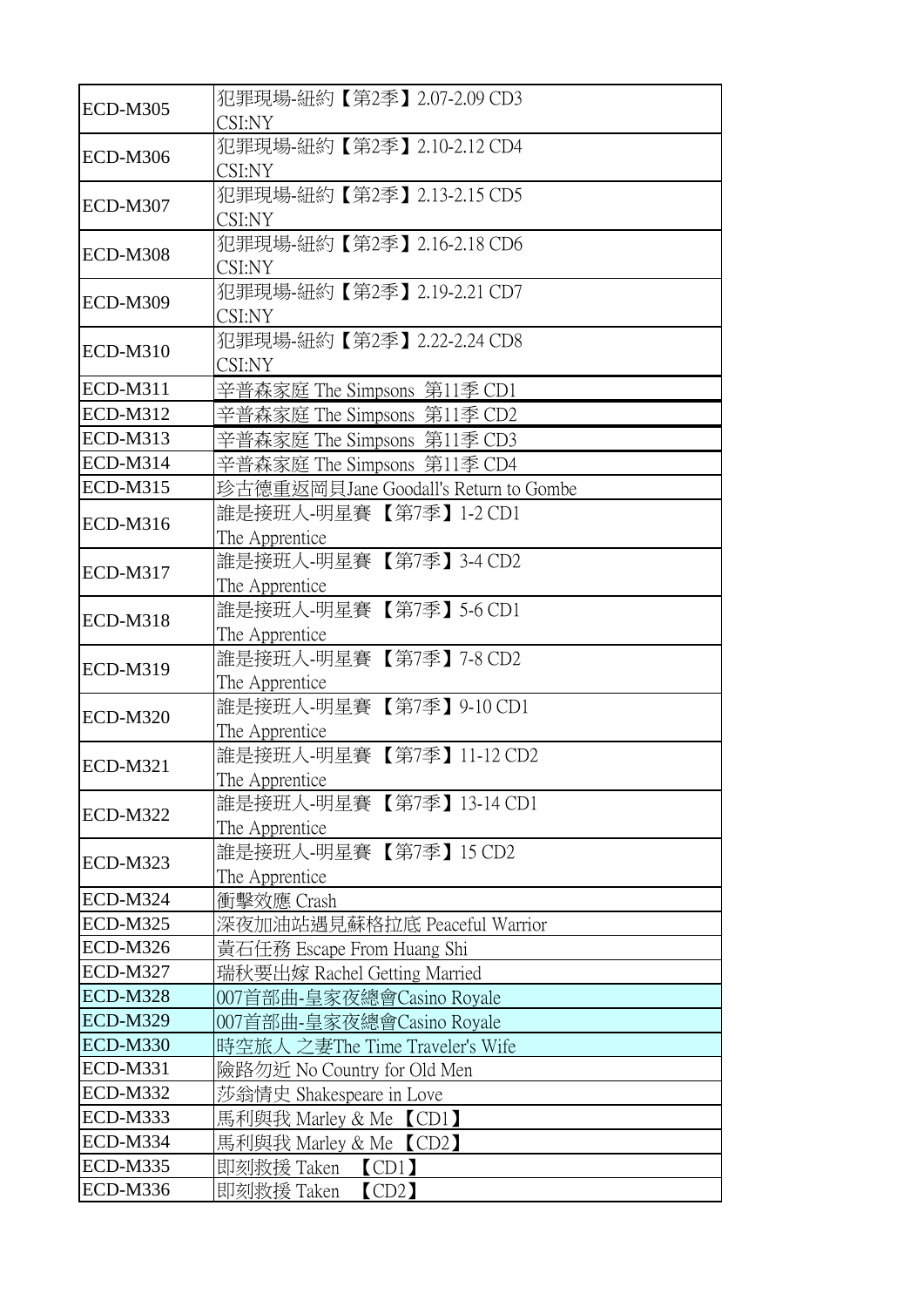| ECD-M305 | 犯罪現場-紐約【第2季】2.07-2.09 CD3 CSI:NY |
|---|---|
| ECD-M306 | 犯罪現場-紐約【第2季】2.10-2.12 CD4 CSI:NY |
| ECD-M307 | 犯罪現場-紐約【第2季】2.13-2.15 CD5 CSI:NY |
| ECD-M308 | 犯罪現場-紐約【第2季】2.16-2.18 CD6 CSI:NY |
| ECD-M309 | 犯罪現場-紐約【第2季】2.19-2.21 CD7 CSI:NY |
| ECD-M310 | 犯罪現場-紐約【第2季】2.22-2.24 CD8 CSI:NY |
| ECD-M311 | 辛普森家庭 The Simpsons 第11季 CD1 |
| ECD-M312 | 辛普森家庭 The Simpsons 第11季 CD2 |
| ECD-M313 | 辛普森家庭 The Simpsons 第11季 CD3 |
| ECD-M314 | 辛普森家庭 The Simpsons 第11季 CD4 |
| ECD-M315 | 珍古德重返岡貝Jane Goodall's Return to Gombe |
| ECD-M316 | 誰是接班人-明星賽 【第7季】1-2 CD1 The Apprentice |
| ECD-M317 | 誰是接班人-明星賽 【第7季】3-4 CD2 The Apprentice |
| ECD-M318 | 誰是接班人-明星賽 【第7季】5-6 CD1 The Apprentice |
| ECD-M319 | 誰是接班人-明星賽 【第7季】7-8 CD2 The Apprentice |
| ECD-M320 | 誰是接班人-明星賽 【第7季】9-10 CD1 The Apprentice |
| ECD-M321 | 誰是接班人-明星賽 【第7季】11-12 CD2 The Apprentice |
| ECD-M322 | 誰是接班人-明星賽 【第7季】13-14 CD1 The Apprentice |
| ECD-M323 | 誰是接班人-明星賽 【第7季】15 CD2 The Apprentice |
| ECD-M324 | 衝擊效應 Crash |
| ECD-M325 | 深夜加油站遇見蘇格拉底 Peaceful Warrior |
| ECD-M326 | 黃石任務 Escape From Huang Shi |
| ECD-M327 | 瑞秋要出嫁 Rachel Getting Married |
| ECD-M328 | 007首部曲-皇家夜總會Casino Royale |
| ECD-M329 | 007首部曲-皇家夜總會Casino Royale |
| ECD-M330 | 時空旅人 之妻The Time Traveler's Wife |
| ECD-M331 | 險路勿近 No Country for Old Men |
| ECD-M332 | 莎翁情史 Shakespeare in Love |
| ECD-M333 | 馬利與我 Marley & Me 【CD1】 |
| ECD-M334 | 馬利與我 Marley & Me 【CD2】 |
| ECD-M335 | 即刻救援 Taken 【CD1】 |
| ECD-M336 | 即刻救援 Taken 【CD2】 |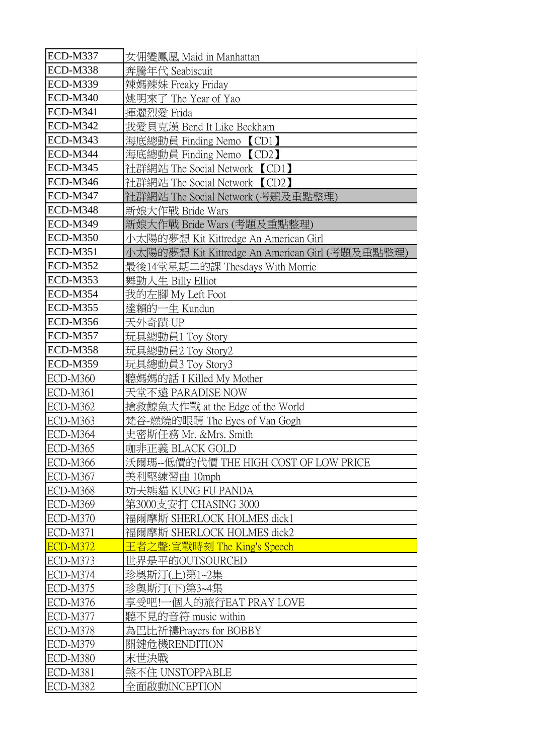| ECD-M337 | 女佣變鳳凰 Maid in Manhattan |
|---|---|
| ECD-M338 | 奔騰年代 Seabiscuit |
| ECD-M339 | 辣媽辣妹 Freaky Friday |
| ECD-M340 | 姚明來了 The Year of Yao |
| ECD-M341 | 揮灑烈愛 Frida |
| ECD-M342 | 我愛貝克漢 Bend It Like Beckham |
| ECD-M343 | 海底總動員 Finding Nemo 【CD1】 |
| ECD-M344 | 海底總動員 Finding Nemo 【CD2】 |
| ECD-M345 | 社群網站 The Social Network 【CD1】 |
| ECD-M346 | 社群網站 The Social Network 【CD2】 |
| ECD-M347 | 社群網站 The Social Network (考題及重點整理) |
| ECD-M348 | 新娘大作戰 Bride Wars |
| ECD-M349 | 新娘大作戰 Bride Wars (考題及重點整理) |
| ECD-M350 | 小太陽的夢想 Kit Kittredge An American Girl |
| ECD-M351 | 小太陽的夢想 Kit Kittredge An American Girl (考題及重點整理) |
| ECD-M352 | 最後14堂星期二的課 Thesdays With Morrie |
| ECD-M353 | 舞動人生 Billy Elliot |
| ECD-M354 | 我的左腳 My Left Foot |
| ECD-M355 | 達賴的一生 Kundun |
| ECD-M356 | 天外奇蹟 UP |
| ECD-M357 | 玩具總動員1 Toy Story |
| ECD-M358 | 玩具總動員2 Toy Story2 |
| ECD-M359 | 玩具總動員3 Toy Story3 |
| ECD-M360 | 聽媽媽的話 I Killed My Mother |
| ECD-M361 | 天堂不遠 PARADISE NOW |
| ECD-M362 | 搶救鯨魚大作戰 at the Edge of the World |
| ECD-M363 | 梵谷-燃燒的眼睛 The Eyes of Van Gogh |
| ECD-M364 | 史密斯任務 Mr. &Mrs. Smith |
| ECD-M365 | 咖非正義 BLACK GOLD |
| ECD-M366 | 沃爾瑪--低價的代價 THE HIGH COST OF LOW PRICE |
| ECD-M367 | 美利堅練習曲 10mph |
| ECD-M368 | 功夫熊貓 KUNG FU PANDA |
| ECD-M369 | 第3000支安打 CHASING 3000 |
| ECD-M370 | 福爾摩斯 SHERLOCK HOLMES dick1 |
| ECD-M371 | 福爾摩斯 SHERLOCK HOLMES dick2 |
| ECD-M372 | 王者之聲:宣戰時刻 The King's Speech |
| ECD-M373 | 世界是平的OUTSOURCED |
| ECD-M374 | 珍奧斯汀(上)第1~2集 |
| ECD-M375 | 珍奧斯汀(下)第3~4集 |
| ECD-M376 | 享受吧!一個人的旅行EAT PRAY LOVE |
| ECD-M377 | 聽不見的音符 music within |
| ECD-M378 | 為巴比祈禱Prayers for BOBBY |
| ECD-M379 | 關鍵危機RENDITION |
| ECD-M380 | 末世決戰 |
| ECD-M381 | 煞不住 UNSTOPPABLE |
| ECD-M382 | 全面啟動INCEPTION |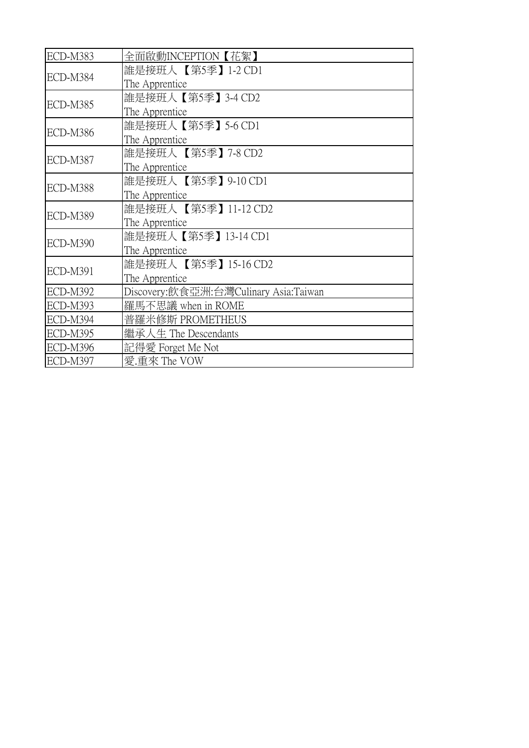| | |
|---|---|
| ECD-M383 | 全面啟動INCEPTION【花絮】 |
| ECD-M384 | 誰是接班人 【第5季】1-2 CD1<br>The Apprentice |
| ECD-M385 | 誰是接班人【第5季】3-4 CD2<br>The Apprentice |
| ECD-M386 | 誰是接班人【第5季】5-6 CD1<br>The Apprentice |
| ECD-M387 | 誰是接班人 【第5季】7-8 CD2<br>The Apprentice |
| ECD-M388 | 誰是接班人 【第5季】9-10 CD1<br>The Apprentice |
| ECD-M389 | 誰是接班人 【第5季】11-12 CD2<br>The Apprentice |
| ECD-M390 | 誰是接班人【第5季】13-14 CD1<br>The Apprentice |
| ECD-M391 | 誰是接班人 【第5季】15-16 CD2<br>The Apprentice |
| ECD-M392 | Discovery:飲食亞洲:台灣Culinary Asia:Taiwan |
| ECD-M393 | 羅馬不思議 when in ROME |
| ECD-M394 | 普羅米修斯 PROMETHEUS |
| ECD-M395 | 繼承人生 The Descendants |
| ECD-M396 | 記得愛 Forget Me Not |
| ECD-M397 | 愛.重來 The VOW |